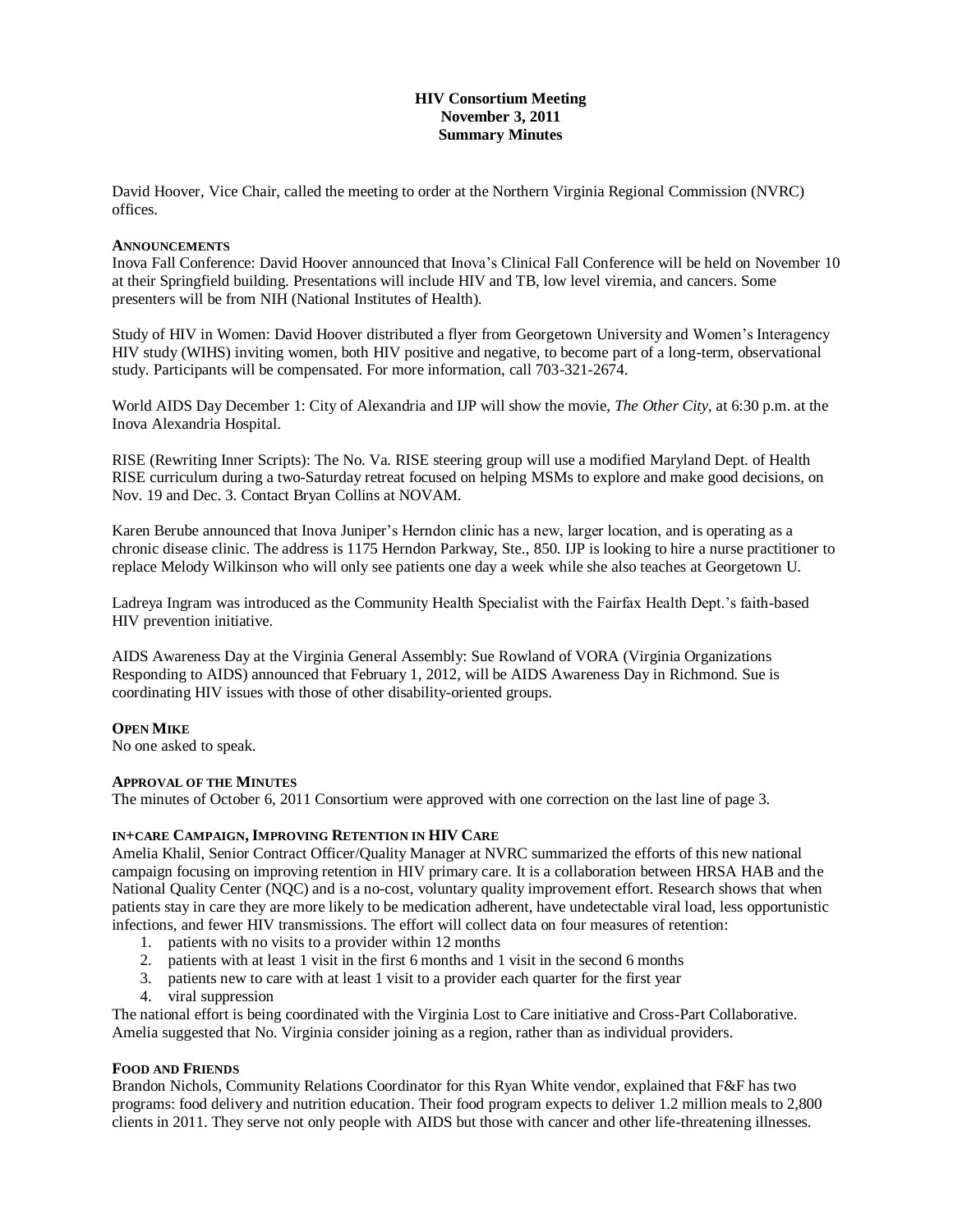# HIV Consortium Meeting
## November 3, 2011
## Summary Minutes

David Hoover, Vice Chair, called the meeting to order at the Northern Virginia Regional Commission (NVRC) offices.

### ANNOUNCEMENTS

Inova Fall Conference: David Hoover announced that Inova's Clinical Fall Conference will be held on November 10 at their Springfield building. Presentations will include HIV and TB, low level viremia, and cancers. Some presenters will be from NIH (National Institutes of Health).

Study of HIV in Women: David Hoover distributed a flyer from Georgetown University and Women's Interagency HIV study (WIHS) inviting women, both HIV positive and negative, to become part of a long-term, observational study. Participants will be compensated. For more information, call 703-321-2674.

World AIDS Day December 1: City of Alexandria and IJP will show the movie, *The Other City,* at 6:30 p.m. at the Inova Alexandria Hospital.

RISE (Rewriting Inner Scripts): The No. Va. RISE steering group will use a modified Maryland Dept. of Health RISE curriculum during a two-Saturday retreat focused on helping MSMs to explore and make good decisions, on Nov. 19 and Dec. 3. Contact Bryan Collins at NOVAM.

Karen Berube announced that Inova Juniper's Herndon clinic has a new, larger location, and is operating as a chronic disease clinic. The address is 1175 Herndon Parkway, Ste., 850. IJP is looking to hire a nurse practitioner to replace Melody Wilkinson who will only see patients one day a week while she also teaches at Georgetown U.

Ladreya Ingram was introduced as the Community Health Specialist with the Fairfax Health Dept.'s faith-based HIV prevention initiative.

AIDS Awareness Day at the Virginia General Assembly: Sue Rowland of VORA (Virginia Organizations Responding to AIDS) announced that February 1, 2012, will be AIDS Awareness Day in Richmond. Sue is coordinating HIV issues with those of other disability-oriented groups.

### OPEN MIKE

No one asked to speak.

### APPROVAL OF THE MINUTES

The minutes of October 6, 2011 Consortium were approved with one correction on the last line of page 3.

### IN+CARE CAMPAIGN, IMPROVING RETENTION IN HIV CARE

Amelia Khalil, Senior Contract Officer/Quality Manager at NVRC summarized the efforts of this new national campaign focusing on improving retention in HIV primary care. It is a collaboration between HRSA HAB and the National Quality Center (NQC) and is a no-cost, voluntary quality improvement effort. Research shows that when patients stay in care they are more likely to be medication adherent, have undetectable viral load, less opportunistic infections, and fewer HIV transmissions. The effort will collect data on four measures of retention:

1. patients with no visits to a provider within 12 months
2. patients with at least 1 visit in the first 6 months and 1 visit in the second 6 months
3. patients new to care with at least 1 visit to a provider each quarter for the first year
4. viral suppression

The national effort is being coordinated with the Virginia Lost to Care initiative and Cross-Part Collaborative. Amelia suggested that No. Virginia consider joining as a region, rather than as individual providers.

### FOOD AND FRIENDS

Brandon Nichols, Community Relations Coordinator for this Ryan White vendor, explained that F&F has two programs: food delivery and nutrition education. Their food program expects to deliver 1.2 million meals to 2,800 clients in 2011. They serve not only people with AIDS but those with cancer and other life-threatening illnesses.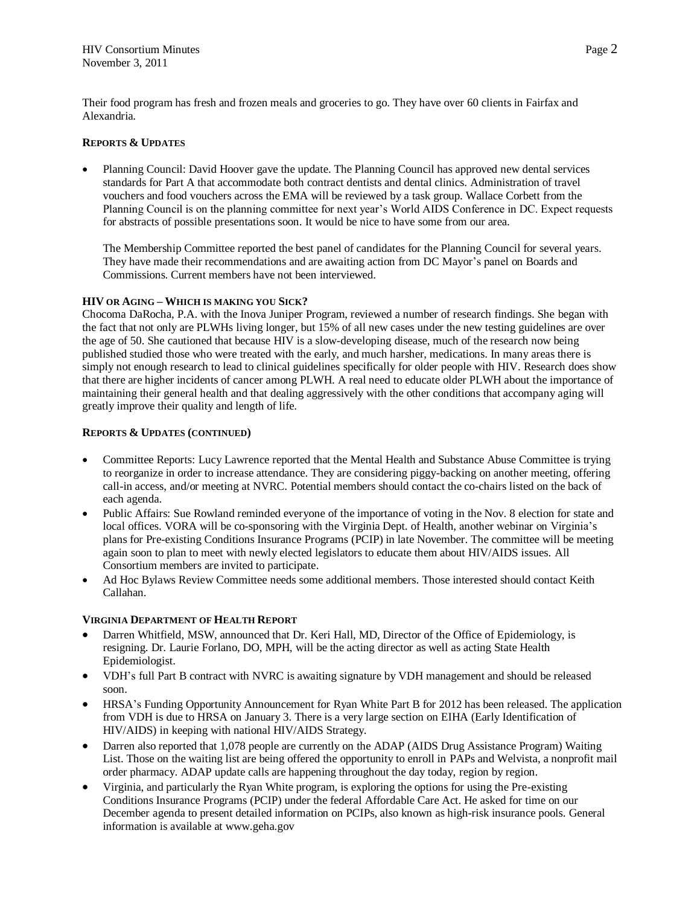Their food program has fresh and frozen meals and groceries to go. They have over 60 clients in Fairfax and Alexandria.

**REPORTS & UPDATES**

- Planning Council: David Hoover gave the update. The Planning Council has approved new dental services standards for Part A that accommodate both contract dentists and dental clinics. Administration of travel vouchers and food vouchers across the EMA will be reviewed by a task group. Wallace Corbett from the Planning Council is on the planning committee for next year's World AIDS Conference in DC. Expect requests for abstracts of possible presentations soon. It would be nice to have some from our area.

  The Membership Committee reported the best panel of candidates for the Planning Council for several years. They have made their recommendations and are awaiting action from DC Mayor's panel on Boards and Commissions. Current members have not been interviewed.

**HIV OR AGING – WHICH IS MAKING YOU SICK?**

Chocoma DaRocha, P.A. with the Inova Juniper Program, reviewed a number of research findings. She began with the fact that not only are PLWHs living longer, but 15% of all new cases under the new testing guidelines are over the age of 50. She cautioned that because HIV is a slow-developing disease, much of the research now being published studied those who were treated with the early, and much harsher, medications. In many areas there is simply not enough research to lead to clinical guidelines specifically for older people with HIV. Research does show that there are higher incidents of cancer among PLWH. A real need to educate older PLWH about the importance of maintaining their general health and that dealing aggressively with the other conditions that accompany aging will greatly improve their quality and length of life.

**REPORTS & UPDATES (CONTINUED)**

- Committee Reports: Lucy Lawrence reported that the Mental Health and Substance Abuse Committee is trying to reorganize in order to increase attendance. They are considering piggy-backing on another meeting, offering call-in access, and/or meeting at NVRC. Potential members should contact the co-chairs listed on the back of each agenda.
- Public Affairs: Sue Rowland reminded everyone of the importance of voting in the Nov. 8 election for state and local offices. VORA will be co-sponsoring with the Virginia Dept. of Health, another webinar on Virginia's plans for Pre-existing Conditions Insurance Programs (PCIP) in late November. The committee will be meeting again soon to plan to meet with newly elected legislators to educate them about HIV/AIDS issues. All Consortium members are invited to participate.
- Ad Hoc Bylaws Review Committee needs some additional members. Those interested should contact Keith Callahan.

**VIRGINIA DEPARTMENT OF HEALTH REPORT**

- Darren Whitfield, MSW, announced that Dr. Keri Hall, MD, Director of the Office of Epidemiology, is resigning. Dr. Laurie Forlano, DO, MPH, will be the acting director as well as acting State Health Epidemiologist.
- VDH's full Part B contract with NVRC is awaiting signature by VDH management and should be released soon.
- HRSA's Funding Opportunity Announcement for Ryan White Part B for 2012 has been released. The application from VDH is due to HRSA on January 3. There is a very large section on EIHA (Early Identification of HIV/AIDS) in keeping with national HIV/AIDS Strategy.
- Darren also reported that 1,078 people are currently on the ADAP (AIDS Drug Assistance Program) Waiting List. Those on the waiting list are being offered the opportunity to enroll in PAPs and Welvista, a nonprofit mail order pharmacy. ADAP update calls are happening throughout the day today, region by region.
- Virginia, and particularly the Ryan White program, is exploring the options for using the Pre-existing Conditions Insurance Programs (PCIP) under the federal Affordable Care Act. He asked for time on our December agenda to present detailed information on PCIPs, also known as high-risk insurance pools. General information is available at www.geha.gov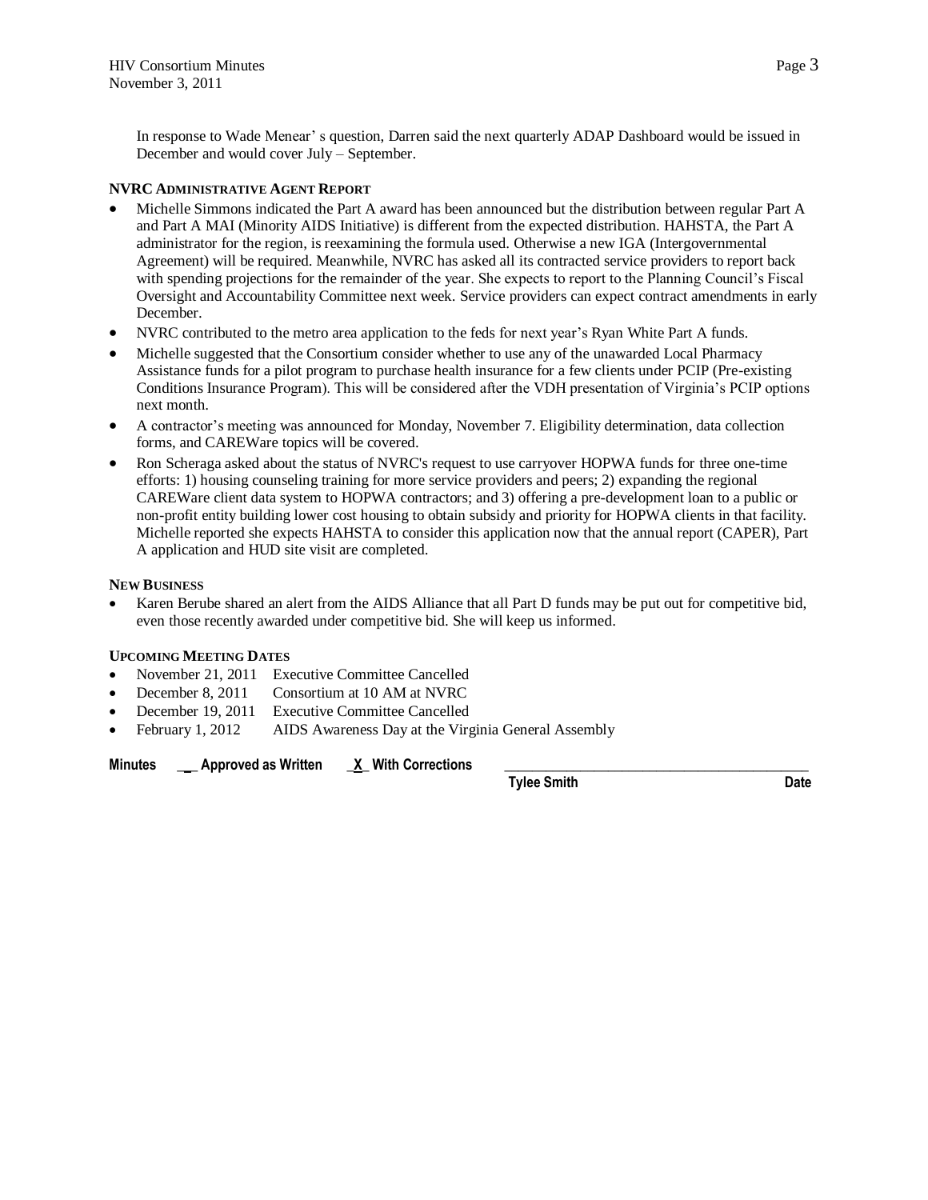In response to Wade Menear' s question, Darren said the next quarterly ADAP Dashboard would be issued in December and would cover July – September.

**NVRC ADMINISTRATIVE AGENT REPORT**

- Michelle Simmons indicated the Part A award has been announced but the distribution between regular Part A and Part A MAI (Minority AIDS Initiative) is different from the expected distribution. HAHSTA, the Part A administrator for the region, is reexamining the formula used. Otherwise a new IGA (Intergovernmental Agreement) will be required. Meanwhile, NVRC has asked all its contracted service providers to report back with spending projections for the remainder of the year. She expects to report to the Planning Council's Fiscal Oversight and Accountability Committee next week. Service providers can expect contract amendments in early December.
- NVRC contributed to the metro area application to the feds for next year's Ryan White Part A funds.
- Michelle suggested that the Consortium consider whether to use any of the unawarded Local Pharmacy Assistance funds for a pilot program to purchase health insurance for a few clients under PCIP (Pre-existing Conditions Insurance Program). This will be considered after the VDH presentation of Virginia's PCIP options next month.
- A contractor's meeting was announced for Monday, November 7. Eligibility determination, data collection forms, and CAREWare topics will be covered.
- Ron Scheraga asked about the status of NVRC's request to use carryover HOPWA funds for three one-time efforts: 1) housing counseling training for more service providers and peers; 2) expanding the regional CAREWare client data system to HOPWA contractors; and 3) offering a pre-development loan to a public or non-profit entity building lower cost housing to obtain subsidy and priority for HOPWA clients in that facility. Michelle reported she expects HAHSTA to consider this application now that the annual report (CAPER), Part A application and HUD site visit are completed.

**NEW BUSINESS**

- Karen Berube shared an alert from the AIDS Alliance that all Part D funds may be put out for competitive bid, even those recently awarded under competitive bid. She will keep us informed.

**UPCOMING MEETING DATES**

- November 21, 2011 Executive Committee Cancelled
- December 8, 2011 Consortium at 10 AM at NVRC
- December 19, 2011 Executive Committee Cancelled
- February 1, 2012 AIDS Awareness Day at the Virginia General Assembly

**Minutes** ___ **Approved as Written** _X_ **With Corrections** ____________________________________________

**Tylee Smith** **Date**